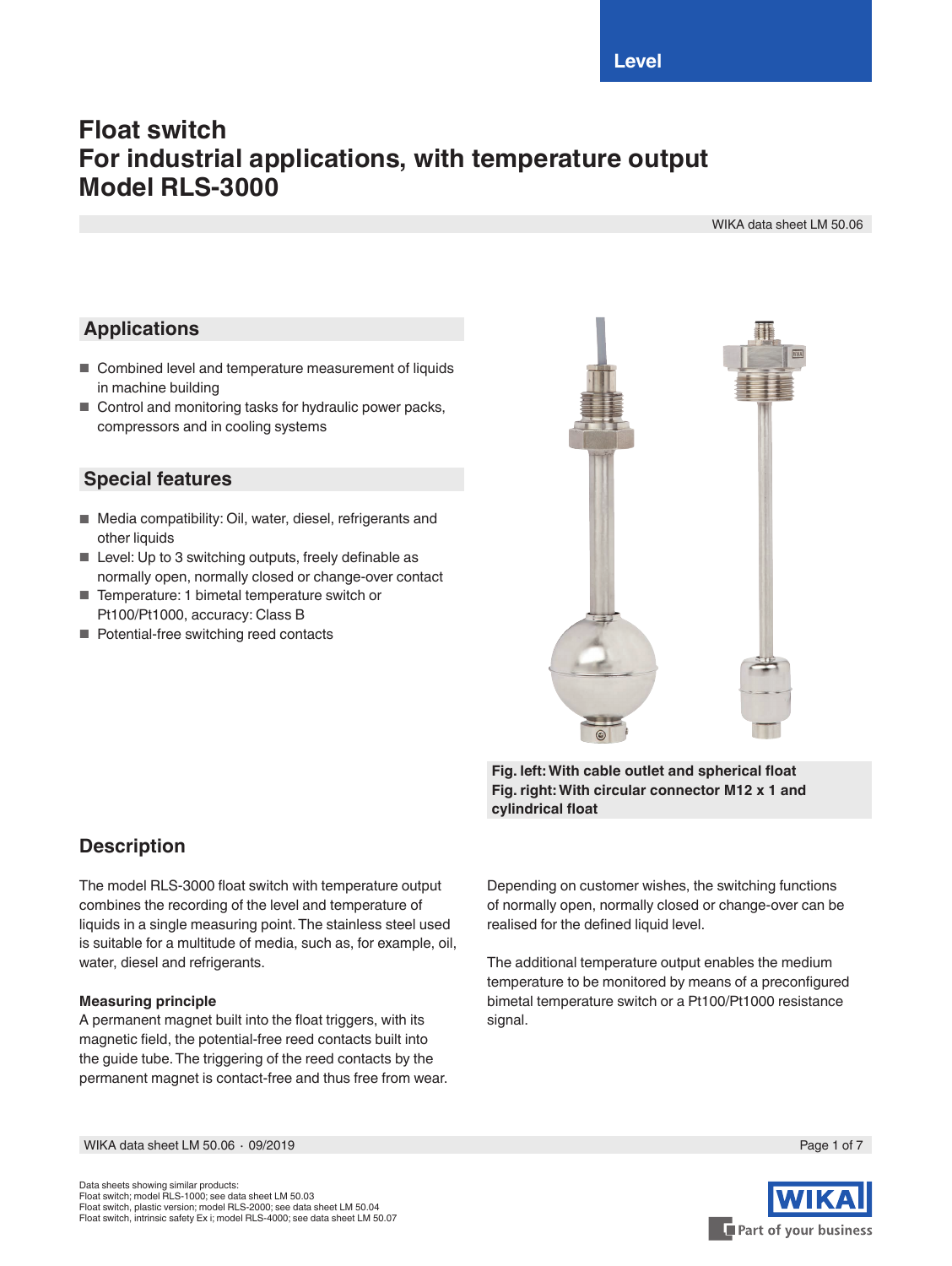Level

# Float switch
# For industrial applications, with temperature output
# Model RLS-3000

WIKA data sheet LM 50.06

## Applications

- Combined level and temperature measurement of liquids in machine building
- Control and monitoring tasks for hydraulic power packs, compressors and in cooling systems

## Special features

- Media compatibility: Oil, water, diesel, refrigerants and other liquids
- Level: Up to 3 switching outputs, freely definable as normally open, normally closed or change-over contact
- Temperature: 1 bimetal temperature switch or Pt100/Pt1000, accuracy: Class B
- Potential-free switching reed contacts

**Fig. left: With cable outlet and spherical float**
**Fig. right: With circular connector M12 x 1 and cylindrical float**

## Description

The model RLS-3000 float switch with temperature output combines the recording of the level and temperature of liquids in a single measuring point. The stainless steel used is suitable for a multitude of media, such as, for example, oil, water, diesel and refrigerants.

**Measuring principle**

A permanent magnet built into the float triggers, with its magnetic field, the potential-free reed contacts built into the guide tube. The triggering of the reed contacts by the permanent magnet is contact-free and thus free from wear.

Depending on customer wishes, the switching functions of normally open, normally closed or change-over can be realised for the defined liquid level.

The additional temperature output enables the medium temperature to be monitored by means of a preconfigured bimetal temperature switch or a Pt100/Pt1000 resistance signal.

Data sheets showing similar products:
Float switch; model RLS-1000; see data sheet LM 50.03
Float switch, plastic version; model RLS-2000; see data sheet LM 50.04
Float switch, intrinsic safety Ex i; model RLS-4000; see data sheet LM 50.07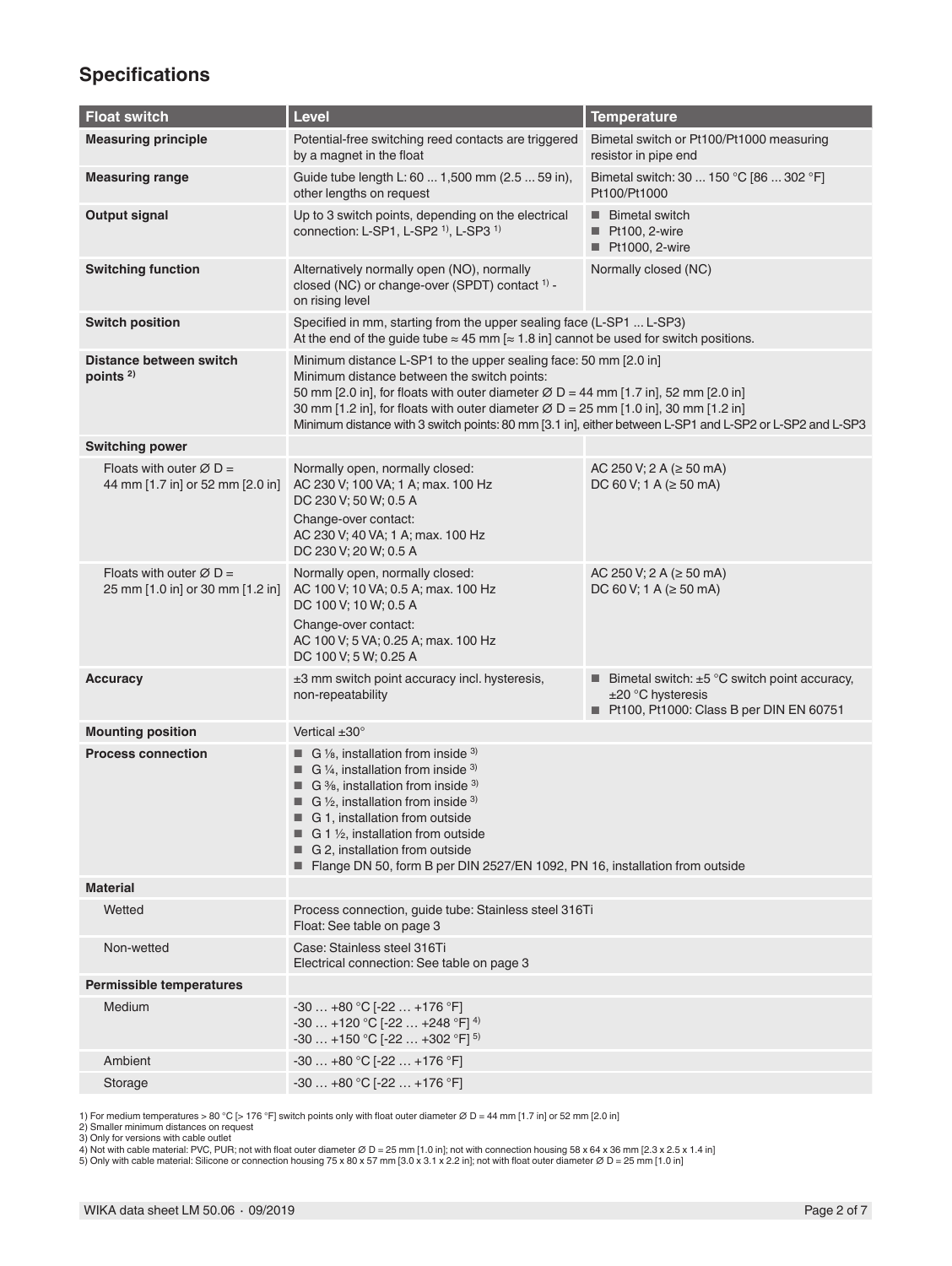## Specifications

| Float switch | Level | Temperature |
|---|---|---|
| **Measuring principle** | Potential-free switching reed contacts are triggered by a magnet in the float | Bimetal switch or Pt100/Pt1000 measuring resistor in pipe end |
| **Measuring range** | Guide tube length L: 60 ... 1,500 mm (2.5 ... 59 in), other lengths on request | Bimetal switch: 30 ... 150 °C [86 ... 302 °F]<br>Pt100/Pt1000 |
| **Output signal** | Up to 3 switch points, depending on the electrical connection: L-SP1, L-SP2 [1], L-SP3 [1] | ■ Bimetal switch<br>■ Pt100, 2-wire<br>■ Pt1000, 2-wire |
| **Switching function** | Alternatively normally open (NO), normally closed (NC) or change-over (SPDT) contact [1] - on rising level | Normally closed (NC) |
| **Switch position** | Specified in mm, starting from the upper sealing face (L-SP1 ... L-SP3)<br>At the end of the guide tube ≈ 45 mm [≈ 1.8 in] cannot be used for switch positions. | |
| **Distance between switch points** [2] | Minimum distance L-SP1 to the upper sealing face: 50 mm [2.0 in]<br>Minimum distance between the switch points:<br>50 mm [2.0 in], for floats with outer diameter Ø D = 44 mm [1.7 in], 52 mm [2.0 in]<br>30 mm [1.2 in], for floats with outer diameter Ø D = 25 mm [1.0 in], 30 mm [1.2 in]<br>Minimum distance with 3 switch points: 80 mm [3.1 in], either between L-SP1 and L-SP2 or L-SP2 and L-SP3 | |
| **Switching power** | | |
| Floats with outer Ø D = 44 mm [1.7 in] or 52 mm [2.0 in] | Normally open, normally closed:<br>AC 230 V; 100 VA; 1 A; max. 100 Hz<br>DC 230 V; 50 W; 0.5 A<br>Change-over contact:<br>AC 230 V; 40 VA; 1 A; max. 100 Hz<br>DC 230 V; 20 W; 0.5 A | AC 250 V; 2 A (≥ 50 mA)<br>DC 60 V; 1 A (≥ 50 mA) |
| Floats with outer Ø D = 25 mm [1.0 in] or 30 mm [1.2 in] | Normally open, normally closed:<br>AC 100 V; 10 VA; 0.5 A; max. 100 Hz<br>DC 100 V; 10 W; 0.5 A<br>Change-over contact:<br>AC 100 V; 5 VA; 0.25 A; max. 100 Hz<br>DC 100 V; 5 W; 0.25 A | AC 250 V; 2 A (≥ 50 mA)<br>DC 60 V; 1 A (≥ 50 mA) |
| **Accuracy** | ±3 mm switch point accuracy incl. hysteresis, non-repeatability | ■ Bimetal switch: ±5 °C switch point accuracy, ±20 °C hysteresis<br>■ Pt100, Pt1000: Class B per DIN EN 60751 |
| **Mounting position** | Vertical ±30° | |
| **Process connection** | ■ G ⅛, installation from inside [3]<br>■ G ¼, installation from inside [3]<br>■ G ⅜, installation from inside [3]<br>■ G ½, installation from inside [3]<br>■ G 1, installation from outside<br>■ G 1 ½, installation from outside<br>■ G 2, installation from outside<br>■ Flange DN 50, form B per DIN 2527/EN 1092, PN 16, installation from outside | |
| **Material** | | |
| Wetted | Process connection, guide tube: Stainless steel 316Ti<br>Float: See table on page 3 | |
| Non-wetted | Case: Stainless steel 316Ti<br>Electrical connection: See table on page 3 | |
| **Permissible temperatures** | | |
| Medium | -30 … +80 °C [-22 … +176 °F]<br>-30 … +120 °C [-22 … +248 °F] [4]<br>-30 … +150 °C [-22 … +302 °F] [5] | |
| Ambient | -30 … +80 °C [-22 … +176 °F] | |
| Storage | -30 … +80 °C [-22 … +176 °F] | |

1) For medium temperatures > 80 °C [> 176 °F] switch points only with float outer diameter Ø D = 44 mm [1.7 in] or 52 mm [2.0 in]
2) Smaller minimum distances on request
3) Only for versions with cable outlet
4) Not with cable material: PVC, PUR; not with float outer diameter Ø D = 25 mm [1.0 in]; not with connection housing 58 x 64 x 36 mm [2.3 x 2.5 x 1.4 in]
5) Only with cable material: Silicone or connection housing 75 x 80 x 57 mm [3.0 x 3.1 x 2.2 in]; not with float outer diameter Ø D = 25 mm [1.0 in]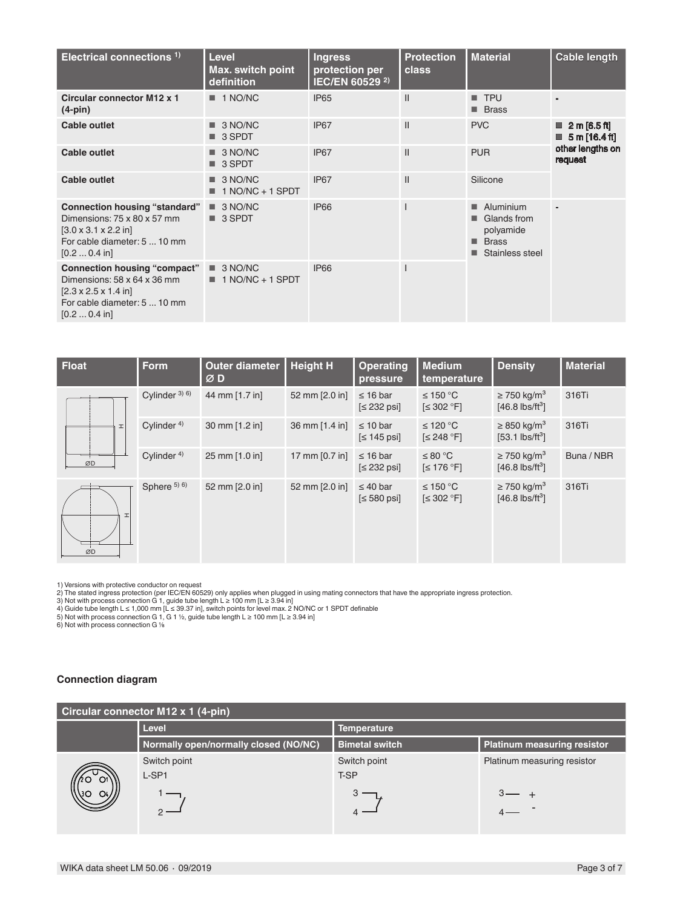| Electrical connections [1] | Level<br>Max. switch point definition | Ingress protection per IEC/EN 60529 [2] | Protection class | Material | Cable length |
|---|---|---|---|---|---|
| **Circular connector M12 x 1 (4-pin)** | ■ 1 NO/NC | IP65 | II | ■ TPU<br>■ Brass | - |
| **Cable outlet** | ■ 3 NO/NC<br>■ 3 SPDT | IP67 | II | PVC | ■ 2 m [6.5 ft]<br>■ 5 m [16.4 ft]<br>other lengths on request |
| **Cable outlet** | ■ 3 NO/NC<br>■ 3 SPDT | IP67 | II | PUR | |
| **Cable outlet** | ■ 3 NO/NC<br>■ 1 NO/NC + 1 SPDT | IP67 | II | Silicone | |
| **Connection housing "standard"**<br>Dimensions: 75 x 80 x 57 mm [3.0 x 3.1 x 2.2 in]<br>For cable diameter: 5 ... 10 mm [0.2 ... 0.4 in] | ■ 3 NO/NC<br>■ 3 SPDT | IP66 | I | ■ Aluminium<br>■ Glands from polyamide<br>■ Brass<br>■ Stainless steel | - |
| **Connection housing "compact"**<br>Dimensions: 58 x 64 x 36 mm [2.3 x 2.5 x 1.4 in]<br>For cable diameter: 5 ... 10 mm [0.2 ... 0.4 in] | ■ 3 NO/NC<br>■ 1 NO/NC + 1 SPDT | IP66 | I | | |

| Float | Form | Outer diameter Ø D | Height H | Operating pressure | Medium temperature | Density | Material |
|---|---|---|---|---|---|---|---|
| | Cylinder [3) 6)] | 44 mm [1.7 in] | 52 mm [2.0 in] | ≤ 16 bar [≤ 232 psi] | ≤ 150 °C [≤ 302 °F] | ≥ 750 kg/m³ [46.8 lbs/ft³] | 316Ti |
| | Cylinder [4)] | 30 mm [1.2 in] | 36 mm [1.4 in] | ≤ 10 bar [≤ 145 psi] | ≤ 120 °C [≤ 248 °F] | ≥ 850 kg/m³ [53.1 lbs/ft³] | 316Ti |
| | Cylinder [4)] | 25 mm [1.0 in] | 17 mm [0.7 in] | ≤ 16 bar [≤ 232 psi] | ≤ 80 °C [≤ 176 °F] | ≥ 750 kg/m³ [46.8 lbs/ft³] | Buna / NBR |
| | Sphere [5) 6)] | 52 mm [2.0 in] | 52 mm [2.0 in] | ≤ 40 bar [≤ 580 psi] | ≤ 150 °C [≤ 302 °F] | ≥ 750 kg/m³ [46.8 lbs/ft³] | 316Ti |

1) Versions with protective conductor on request
2) The stated ingress protection (per IEC/EN 60529) only applies when plugged in using mating connectors that have the appropriate ingress protection.
3) Not with process connection G 1, guide tube length L ≥ 100 mm [L ≥ 3.94 in]
4) Guide tube length L ≤ 1,000 mm [L ≤ 39.37 in], switch points for level max. 2 NO/NC or 1 SPDT definable
5) Not with process connection G 1, G 1 ½, guide tube length L ≥ 100 mm [L ≥ 3.94 in]
6) Not with process connection G ⅛

## Connection diagram

| Circular connector M12 x 1 (4-pin) | | | |
|---|---|---|---|
| | Level | Temperature | |
| | Normally open/normally closed (NO/NC) | Bimetal switch | Platinum measuring resistor |
| | Switch point<br>L-SP1<br>1, 2 | Switch point<br>T-SP<br>3, 4 | Platinum measuring resistor<br>3 +<br>4 - |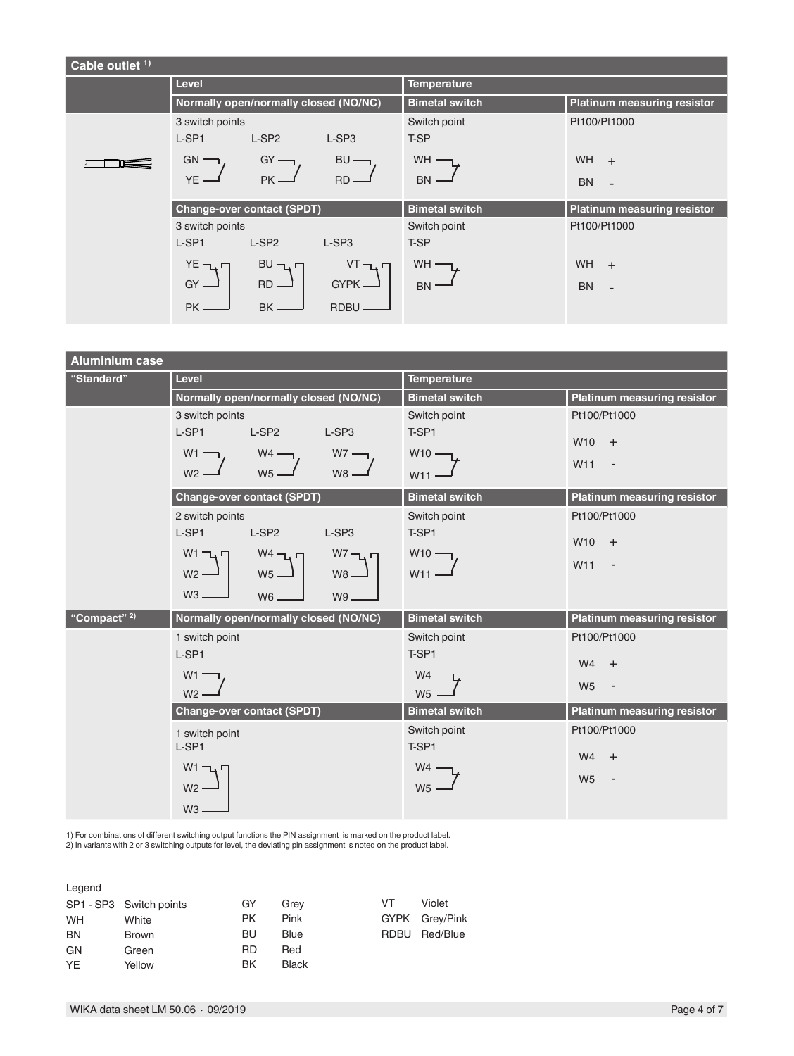## Cable outlet [1]

| | Level | | | Temperature | |
|---|---|---|---|---|---|
| | **Normally open/normally closed (NO/NC)** | | | **Bimetal switch** | **Platinum measuring resistor** |
| | 3 switch points | | | Switch point | Pt100/Pt1000 |
| | L-SP1 | L-SP2 | L-SP3 | T-SP | |
| | GN / YE | GY / PK | BU / RD | WH / BN | WH + / BN - |
| | **Change-over contact (SPDT)** | | | **Bimetal switch** | **Platinum measuring resistor** |
| | 3 switch points | | | Switch point | Pt100/Pt1000 |
| | L-SP1 | L-SP2 | L-SP3 | T-SP | |
| | YE / GY / PK | BU / RD / BK | VT / GYPK / RDBU | WH / BN | WH + / BN - |

## Aluminium case

| "Standard" | Level | | | Temperature | |
|---|---|---|---|---|---|
| | **Normally open/normally closed (NO/NC)** | | | **Bimetal switch** | **Platinum measuring resistor** |
| | 3 switch points | | | Switch point | Pt100/Pt1000 |
| | L-SP1 | L-SP2 | L-SP3 | T-SP1 | |
| | W1 / W2 | W4 / W5 | W7 / W8 | W10 / W11 | W10 + / W11 - |
| | **Change-over contact (SPDT)** | | | **Bimetal switch** | **Platinum measuring resistor** |
| | 2 switch points | | | Switch point | Pt100/Pt1000 |
| | L-SP1 | L-SP2 | L-SP3 | T-SP1 | |
| | W1 / W2 / W3 | W4 / W5 / W6 | W7 / W8 / W9 | W10 / W11 | W10 + / W11 - |
| **"Compact" [2]** | **Normally open/normally closed (NO/NC)** | | | **Bimetal switch** | **Platinum measuring resistor** |
| | 1 switch point | | | Switch point | Pt100/Pt1000 |
| | L-SP1 | | | T-SP1 | |
| | W1 / W2 | | | W4 / W5 | W4 + / W5 - |
| | **Change-over contact (SPDT)** | | | **Bimetal switch** | **Platinum measuring resistor** |
| | 1 switch point | | | Switch point | Pt100/Pt1000 |
| | L-SP1 | | | T-SP1 | |
| | W1 / W2 / W3 | | | W4 / W5 | W4 + / W5 - |

1) For combinations of different switching output functions the PIN assignment is marked on the product label.
2) In variants with 2 or 3 switching outputs for level, the deviating pin assignment is noted on the product label.

Legend

| | | | | | |
|---|---|---|---|---|---|
| SP1 - SP3 | Switch points | GY | Grey | VT | Violet |
| WH | White | PK | Pink | GYPK | Grey/Pink |
| BN | Brown | BU | Blue | RDBU | Red/Blue |
| GN | Green | RD | Red | | |
| YE | Yellow | BK | Black | | |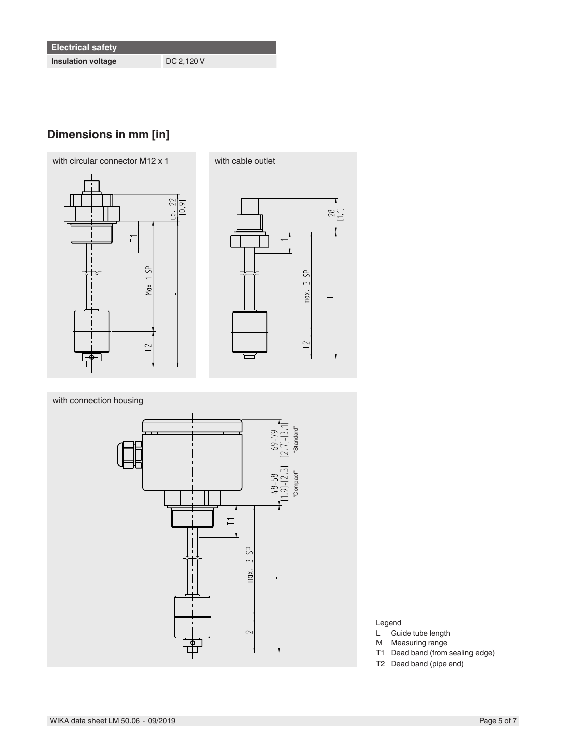| Electrical safety | |
|---|---|
| Insulation voltage | DC 2,120 V |

## Dimensions in mm [in]

with circular connector M12 x 1

with cable outlet

with connection housing

Legend

- L Guide tube length
- M Measuring range
- T1 Dead band (from sealing edge)
- T2 Dead band (pipe end)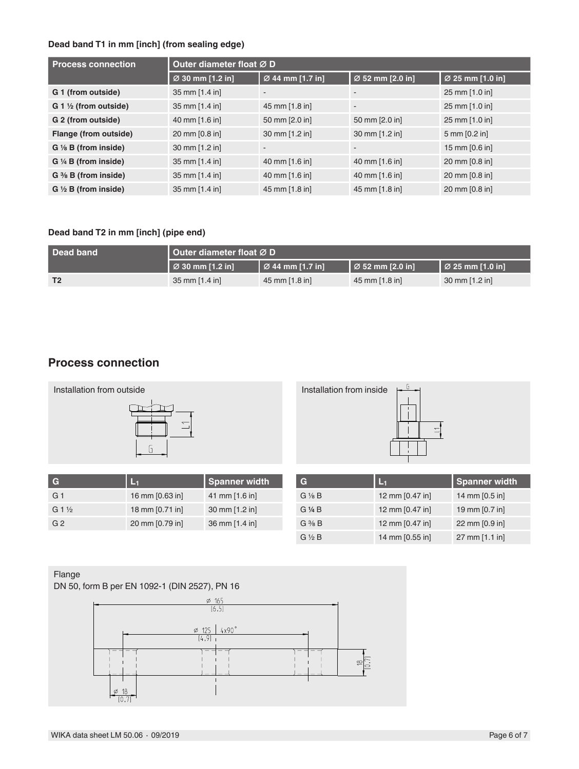**Dead band T1 in mm [inch] (from sealing edge)**

| Process connection | Outer diameter float Ø D | | | |
|---|---|---|---|---|
| | Ø 30 mm [1.2 in] | Ø 44 mm [1.7 in] | Ø 52 mm [2.0 in] | Ø 25 mm [1.0 in] |
| **G 1 (from outside)** | 35 mm [1.4 in] | - | - | 25 mm [1.0 in] |
| **G 1 ½ (from outside)** | 35 mm [1.4 in] | 45 mm [1.8 in] | - | 25 mm [1.0 in] |
| **G 2 (from outside)** | 40 mm [1.6 in] | 50 mm [2.0 in] | 50 mm [2.0 in] | 25 mm [1.0 in] |
| **Flange (from outside)** | 20 mm [0.8 in] | 30 mm [1.2 in] | 30 mm [1.2 in] | 5 mm [0.2 in] |
| **G ⅛ B (from inside)** | 30 mm [1.2 in] | - | - | 15 mm [0.6 in] |
| **G ¼ B (from inside)** | 35 mm [1.4 in] | 40 mm [1.6 in] | 40 mm [1.6 in] | 20 mm [0.8 in] |
| **G ⅜ B (from inside)** | 35 mm [1.4 in] | 40 mm [1.6 in] | 40 mm [1.6 in] | 20 mm [0.8 in] |
| **G ½ B (from inside)** | 35 mm [1.4 in] | 45 mm [1.8 in] | 45 mm [1.8 in] | 20 mm [0.8 in] |

**Dead band T2 in mm [inch] (pipe end)**

| Dead band | Outer diameter float Ø D | | | |
|---|---|---|---|---|
| | Ø 30 mm [1.2 in] | Ø 44 mm [1.7 in] | Ø 52 mm [2.0 in] | Ø 25 mm [1.0 in] |
| **T2** | 35 mm [1.4 in] | 45 mm [1.8 in] | 45 mm [1.8 in] | 30 mm [1.2 in] |

## Process connection

Installation from outside

| G | $L_1$ | Spanner width |
|---|---|---|
| G 1 | 16 mm [0.63 in] | 41 mm [1.6 in] |
| G 1 ½ | 18 mm [0.71 in] | 30 mm [1.2 in] |
| G 2 | 20 mm [0.79 in] | 36 mm [1.4 in] |

Installation from inside

| G | $L_1$ | Spanner width |
|---|---|---|
| G ⅛ B | 12 mm [0.47 in] | 14 mm [0.5 in] |
| G ¼ B | 12 mm [0.47 in] | 19 mm [0.7 in] |
| G ⅜ B | 12 mm [0.47 in] | 22 mm [0.9 in] |
| G ½ B | 14 mm [0.55 in] | 27 mm [1.1 in] |

Flange

DN 50, form B per EN 1092-1 (DIN 2527), PN 16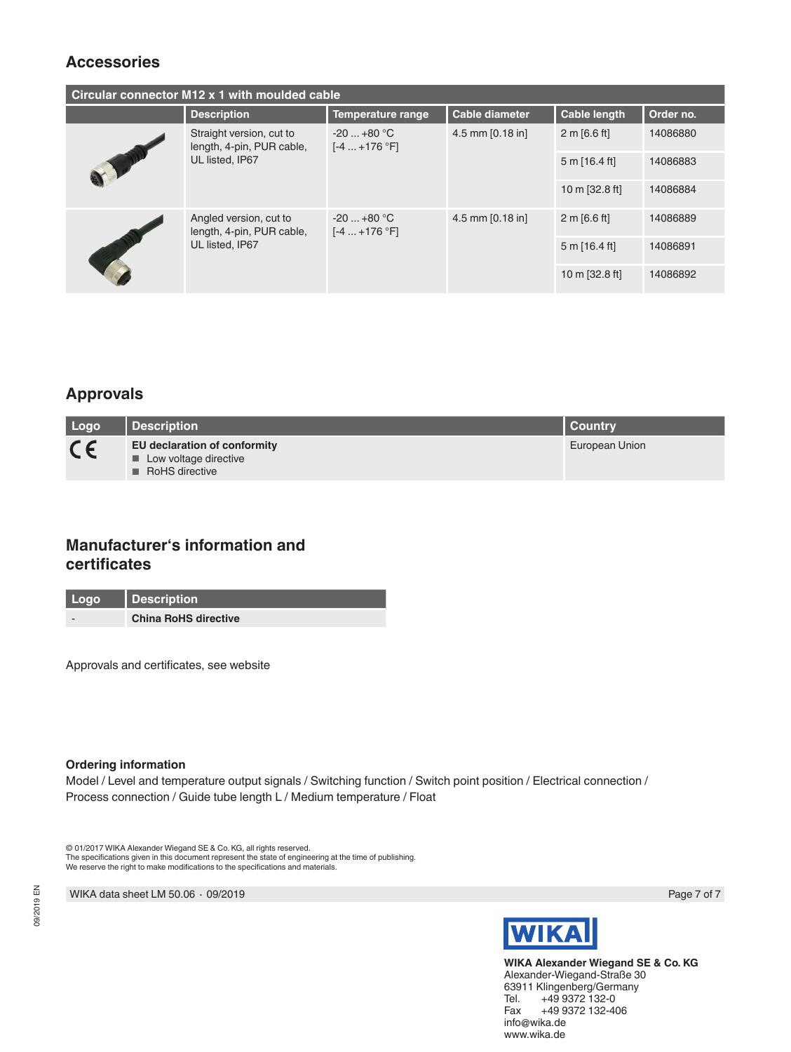## Accessories

| Circular connector M12 x 1 with moulded cable | | | | | |
|---|---|---|---|---|---|
| | **Description** | **Temperature range** | **Cable diameter** | **Cable length** | **Order no.** |
| | Straight version, cut to length, 4-pin, PUR cable, UL listed, IP67 | -20 ... +80 °C [-4 ... +176 °F] | 4.5 mm [0.18 in] | 2 m [6.6 ft] | 14086880 |
| | | | | 5 m [16.4 ft] | 14086883 |
| | | | | 10 m [32.8 ft] | 14086884 |
| | Angled version, cut to length, 4-pin, PUR cable, UL listed, IP67 | -20 ... +80 °C [-4 ... +176 °F] | 4.5 mm [0.18 in] | 2 m [6.6 ft] | 14086889 |
| | | | | 5 m [16.4 ft] | 14086891 |
| | | | | 10 m [32.8 ft] | 14086892 |

## Approvals

| Logo | Description | Country |
|---|---|---|
| CE | **EU declaration of conformity**<br>■ Low voltage directive<br>■ RoHS directive | European Union |

## Manufacturer‘s information and certificates

| Logo | Description |
|---|---|
| - | **China RoHS directive** |

Approvals and certificates, see website

**Ordering information**

Model / Level and temperature output signals / Switching function / Switch point position / Electrical connection / Process connection / Guide tube length L / Medium temperature / Float

© 01/2017 WIKA Alexander Wiegand SE & Co. KG, all rights reserved.
The specifications given in this document represent the state of engineering at the time of publishing.
We reserve the right to make modifications to the specifications and materials.

WIKA data sheet LM 50.06 · 09/2019

**WIKA Alexander Wiegand SE & Co. KG**
Alexander-Wiegand-Straße 30
63911 Klingenberg/Germany
Tel. +49 9372 132-0
Fax +49 9372 132-406
info@wika.de
www.wika.de